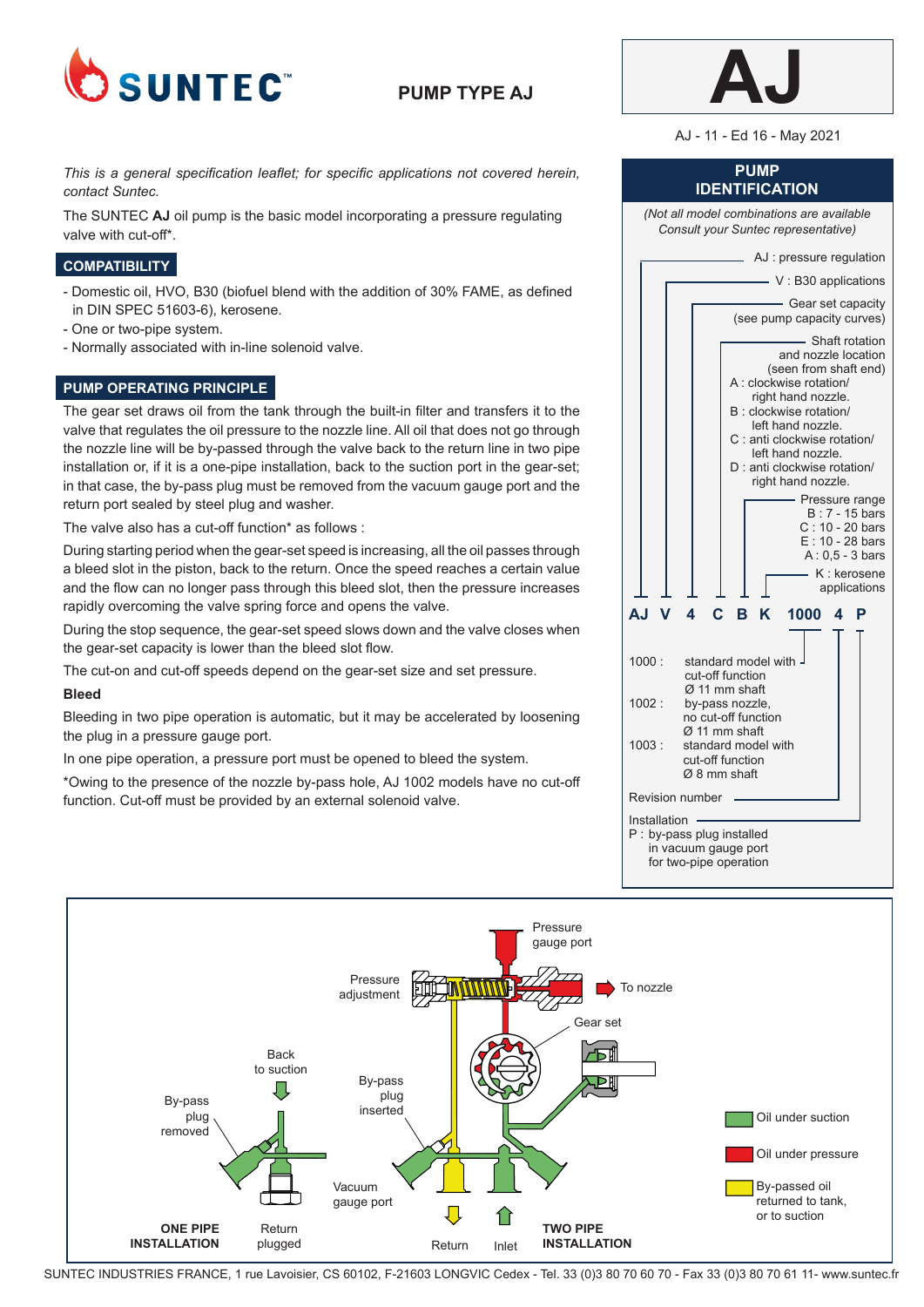# PUMP TYPE AJ

# AJ

AJ - 11 - Ed 16 - May 2021

*This is a general specification leaflet; for specific applications not covered herein, contact Suntec.*

The SUNTEC **AJ** oil pump is the basic model incorporating a pressure regulating valve with cut-off*.

## COMPATIBILITY

- Domestic oil, HVO, B30 (biofuel blend with the addition of 30% FAME, as defined in DIN SPEC 51603-6), kerosene.
- One or two-pipe system.
- Normally associated with in-line solenoid valve.

## PUMP OPERATING PRINCIPLE

The gear set draws oil from the tank through the built-in filter and transfers it to the valve that regulates the oil pressure to the nozzle line. All oil that does not go through the nozzle line will be by-passed through the valve back to the return line in two pipe installation or, if it is a one-pipe installation, back to the suction port in the gear-set; in that case, the by-pass plug must be removed from the vacuum gauge port and the return port sealed by steel plug and washer.

The valve also has a cut-off function* as follows :

During starting period when the gear-set speed is increasing, all the oil passes through a bleed slot in the piston, back to the return. Once the speed reaches a certain value and the flow can no longer pass through this bleed slot, then the pressure increases rapidly overcoming the valve spring force and opens the valve.

During the stop sequence, the gear-set speed slows down and the valve closes when the gear-set capacity is lower than the bleed slot flow.

The cut-on and cut-off speeds depend on the gear-set size and set pressure.

**Bleed**

Bleeding in two pipe operation is automatic, but it may be accelerated by loosening the plug in a pressure gauge port.

In one pipe operation, a pressure port must be opened to bleed the system.

*Owing to the presence of the nozzle by-pass hole, AJ 1002 models have no cut-off function. Cut-off must be provided by an external solenoid valve.

## PUMP IDENTIFICATION

*(Not all model combinations are available Consult your Suntec representative)*

**AJ V 4 C B K 1000 4 P**

- AJ : pressure regulation
- V : B30 applications
- Gear set capacity (see pump capacity curves)
- Shaft rotation and nozzle location (seen from shaft end)
  - A : clockwise rotation/ right hand nozzle.
  - B : clockwise rotation/ left hand nozzle.
  - C : anti clockwise rotation/ left hand nozzle.
  - D : anti clockwise rotation/ right hand nozzle.
- Pressure range
  - B : 7 - 15 bars
  - C : 10 - 20 bars
  - E : 10 - 28 bars
  - A : 0,5 - 3 bars
- K : kerosene applications
- 1000 : standard model with cut-off function Ø 11 mm shaft
- 1002 : by-pass nozzle, no cut-off function Ø 11 mm shaft
- 1003 : standard model with cut-off function Ø 8 mm shaft
- Revision number
- Installation
  - P : by-pass plug installed in vacuum gauge port for two-pipe operation

Pressure gauge port — Pressure adjustment — To nozzle — Gear set — Back to suction — By-pass plug removed — By-pass plug inserted — Vacuum gauge port — ONE PIPE INSTALLATION — Return plugged — Return — Inlet — TWO PIPE INSTALLATION

Oil under suction — Oil under pressure — By-passed oil returned to tank, or to suction

SUNTEC INDUSTRIES FRANCE, 1 rue Lavoisier, CS 60102, F-21603 LONGVIC Cedex - Tel. 33 (0)3 80 70 60 70 - Fax 33 (0)3 80 70 61 11- www.suntec.fr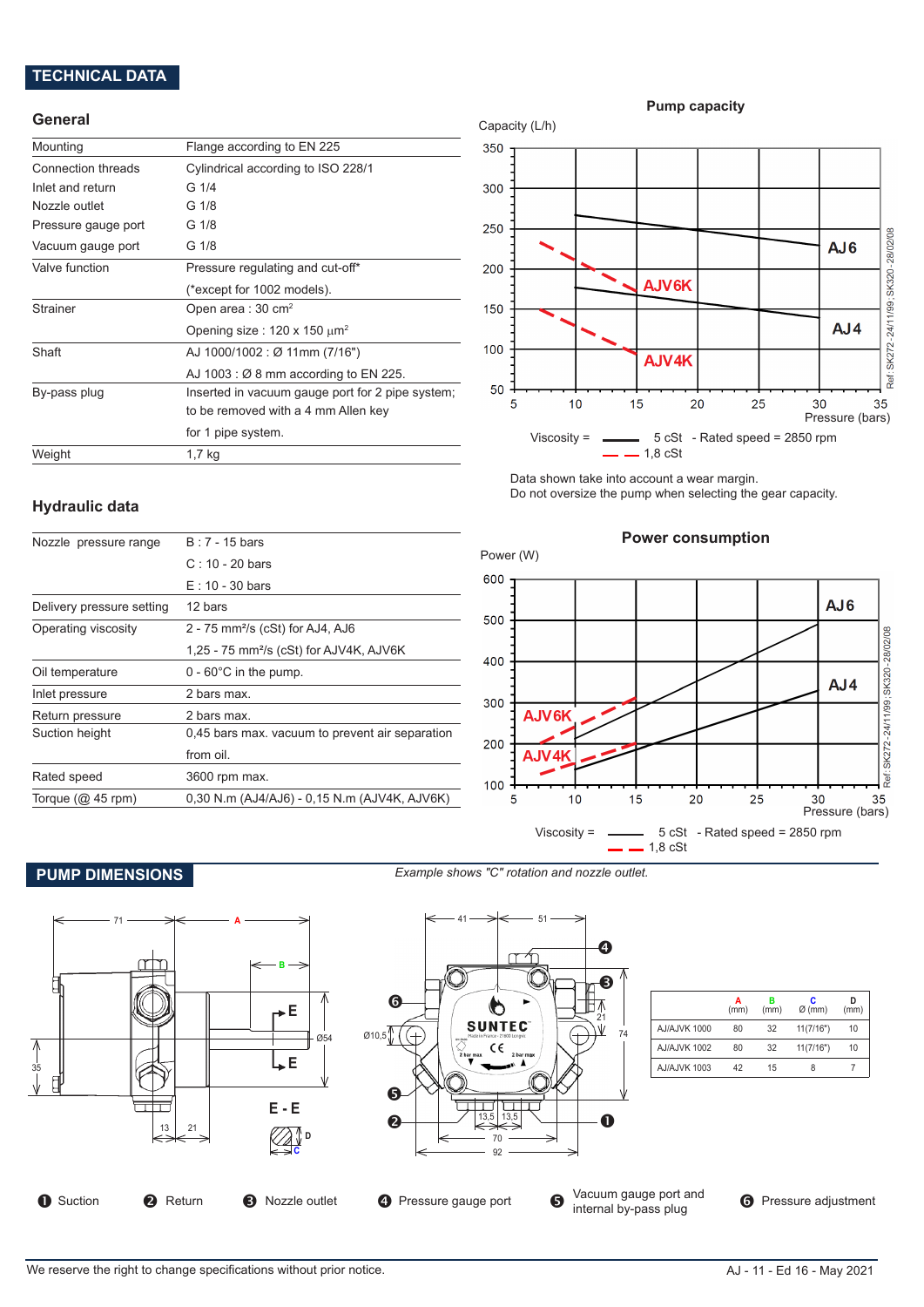# TECHNICAL DATA

## General

| | |
|---|---|
| Mounting | Flange according to EN 225 |
| Connection threads | Cylindrical according to ISO 228/1 |
| Inlet and return | G 1/4 |
| Nozzle outlet | G 1/8 |
| Pressure gauge port | G 1/8 |
| Vacuum gauge port | G 1/8 |
| Valve function | Pressure regulating and cut-off* (*except for 1002 models). |
| Strainer | Open area : 30 cm² Opening size : 120 x 150 µm² |
| Shaft | AJ 1000/1002 : Ø 11mm (7/16") AJ 1003 : Ø 8 mm according to EN 225. |
| By-pass plug | Inserted in vacuum gauge port for 2 pipe system; to be removed with a 4 mm Allen key for 1 pipe system. |
| Weight | 1,7 kg |

## Hydraulic data

| | |
|---|---|
| Nozzle pressure range | B : 7 - 15 bars C : 10 - 20 bars E : 10 - 30 bars |
| Delivery pressure setting | 12 bars |
| Operating viscosity | 2 - 75 mm²/s (cSt) for AJ4, AJ6 1,25 - 75 mm²/s (cSt) for AJV4K, AJV6K |
| Oil temperature | 0 - 60°C in the pump. |
| Inlet pressure | 2 bars max. |
| Return pressure | 2 bars max. |
| Suction height | 0,45 bars max. vacuum to prevent air separation from oil. |
| Rated speed | 3600 rpm max. |
| Torque (@ 45 rpm) | 0,30 N.m (AJ4/AJ6) - 0,15 N.m (AJV4K, AJV6K) |

### Pump capacity

Capacity (L/h)

AJ6, AJV6K, AJ4, AJV4K

Pressure (bars)

Viscosity = 5 cSt - Rated speed = 2850 rpm; 1,8 cSt

Ref: SK272 - 24/11/99; SK320 - 28/02/08

Data shown take into account a wear margin.
Do not oversize the pump when selecting the gear capacity.

### Power consumption

Power (W)

AJ6, AJ4, AJV6K, AJV4K

Pressure (bars)

Viscosity = 5 cSt - Rated speed = 2850 rpm; 1,8 cSt

Ref: SK272 - 24/11/99; SK320 - 28/02/08

# PUMP DIMENSIONS

*Example shows "C" rotation and nozzle outlet.*

| | A (mm) | B (mm) | C Ø (mm) | D (mm) |
|---|---|---|---|---|
| AJ/AJVK 1000 | 80 | 32 | 11(7/16") | 10 |
| AJ/AJVK 1002 | 80 | 32 | 11(7/16") | 10 |
| AJ/AJVK 1003 | 42 | 15 | 8 | 7 |

1. Suction
2. Return
3. Nozzle outlet
4. Pressure gauge port
5. Vacuum gauge port and internal by-pass plug
6. Pressure adjustment

We reserve the right to change specifications without prior notice.

AJ - 11 - Ed 16 - May 2021